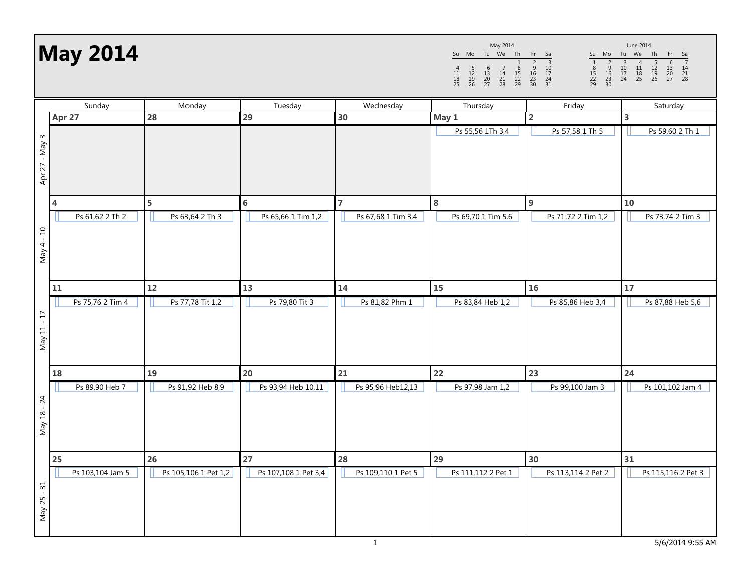# May 2014

| May 2014 | | | | | | |
|---|---|---|---|---|---|---|
| Su | Mo | Tu | We | Th | Fr | Sa |
| | | | | 1 | 2 | 3 |
| 4 | 5 | 6 | 7 | 8 | 9 | 10 |
| 11 | 12 | 13 | 14 | 15 | 16 | 17 |
| 18 | 19 | 20 | 21 | 22 | 23 | 24 |
| 25 | 26 | 27 | 28 | 29 | 30 | 31 |

| June 2014 | | | | | | |
|---|---|---|---|---|---|---|
| Su | Mo | Tu | We | Th | Fr | Sa |
| 1 | 2 | 3 | 4 | 5 | 6 | 7 |
| 8 | 9 | 10 | 11 | 12 | 13 | 14 |
| 15 | 16 | 17 | 18 | 19 | 20 | 21 |
| 22 | 23 | 24 | 25 | 26 | 27 | 28 |
| 29 | 30 | | | | | |

| | Sunday | Monday | Tuesday | Wednesday | Thursday | Friday | Saturday |
|---|---|---|---|---|---|---|---|
| Apr 27 - May 3 | Apr 27 | 28 | 29 | 30 | May 1 Ps 55,56 1Th 3,4 | 2 Ps 57,58 1 Th 5 | 3 Ps 59,60 2 Th 1 |
| May 4 - 10 | 4 Ps 61,62 2 Th 2 | 5 Ps 63,64 2 Th 3 | 6 Ps 65,66 1 Tim 1,2 | 7 Ps 67,68 1 Tim 3,4 | 8 Ps 69,70 1 Tim 5,6 | 9 Ps 71,72 2 Tim 1,2 | 10 Ps 73,74 2 Tim 3 |
| May 11 - 17 | 11 Ps 75,76 2 Tim 4 | 12 Ps 77,78 Tit 1,2 | 13 Ps 79,80 Tit 3 | 14 Ps 81,82 Phm 1 | 15 Ps 83,84 Heb 1,2 | 16 Ps 85,86 Heb 3,4 | 17 Ps 87,88 Heb 5,6 |
| May 18 - 24 | 18 Ps 89,90 Heb 7 | 19 Ps 91,92 Heb 8,9 | 20 Ps 93,94 Heb 10,11 | 21 Ps 95,96 Heb12,13 | 22 Ps 97,98 Jam 1,2 | 23 Ps 99,100 Jam 3 | 24 Ps 101,102 Jam 4 |
| May 25 - 31 | 25 Ps 103,104 Jam 5 | 26 Ps 105,106 1 Pet 1,2 | 27 Ps 107,108 1 Pet 3,4 | 28 Ps 109,110 1 Pet 5 | 29 Ps 111,112 2 Pet 1 | 30 Ps 113,114 2 Pet 2 | 31 Ps 115,116 2 Pet 3 |

5/6/2014 9:55 AM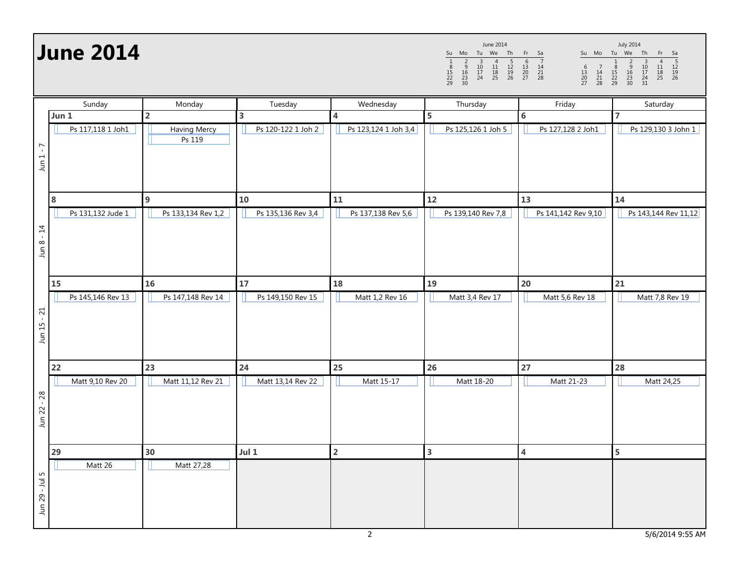# June 2014

| June 2014 | | | | | | |
| --- | --- | --- | --- | --- | --- | --- |
| Su | Mo | Tu | We | Th | Fr | Sa |
| 1 | 2 | 3 | 4 | 5 | 6 | 7 |
| 8 | 9 | 10 | 11 | 12 | 13 | 14 |
| 15 | 16 | 17 | 18 | 19 | 20 | 21 |
| 22 | 23 | 24 | 25 | 26 | 27 | 28 |
| 29 | 30 | | | | | |

| July 2014 | | | | | | |
| --- | --- | --- | --- | --- | --- | --- |
| Su | Mo | Tu | We | Th | Fr | Sa |
| | | 1 | 2 | 3 | 4 | 5 |
| 6 | 7 | 8 | 9 | 10 | 11 | 12 |
| 13 | 14 | 15 | 16 | 17 | 18 | 19 |
| 20 | 21 | 22 | 23 | 24 | 25 | 26 |
| 27 | 28 | 29 | 30 | 31 | | |

| | Sunday | Monday | Tuesday | Wednesday | Thursday | Friday | Saturday |
| --- | --- | --- | --- | --- | --- | --- | --- |
| Jun 1 - 7 | **Jun 1** Ps 117,118 1 Joh1 | **2** Having Mercy; Ps 119 | **3** Ps 120-122 1 Joh 2 | **4** Ps 123,124 1 Joh 3,4 | **5** Ps 125,126 1 Joh 5 | **6** Ps 127,128 2 Joh1 | **7** Ps 129,130 3 John 1 |
| Jun 8 - 14 | **8** Ps 131,132 Jude 1 | **9** Ps 133,134 Rev 1,2 | **10** Ps 135,136 Rev 3,4 | **11** Ps 137,138 Rev 5,6 | **12** Ps 139,140 Rev 7,8 | **13** Ps 141,142 Rev 9,10 | **14** Ps 143,144 Rev 11,12 |
| Jun 15 - 21 | **15** Ps 145,146 Rev 13 | **16** Ps 147,148 Rev 14 | **17** Ps 149,150 Rev 15 | **18** Matt 1,2 Rev 16 | **19** Matt 3,4 Rev 17 | **20** Matt 5,6 Rev 18 | **21** Matt 7,8 Rev 19 |
| Jun 22 - 28 | **22** Matt 9,10 Rev 20 | **23** Matt 11,12 Rev 21 | **24** Matt 13,14 Rev 22 | **25** Matt 15-17 | **26** Matt 18-20 | **27** Matt 21-23 | **28** Matt 24,25 |
| Jun 29 - Jul 5 | **29** Matt 26 | **30** Matt 27,28 | **Jul 1** | **2** | **3** | **4** | **5** |

5/6/2014 9:55 AM